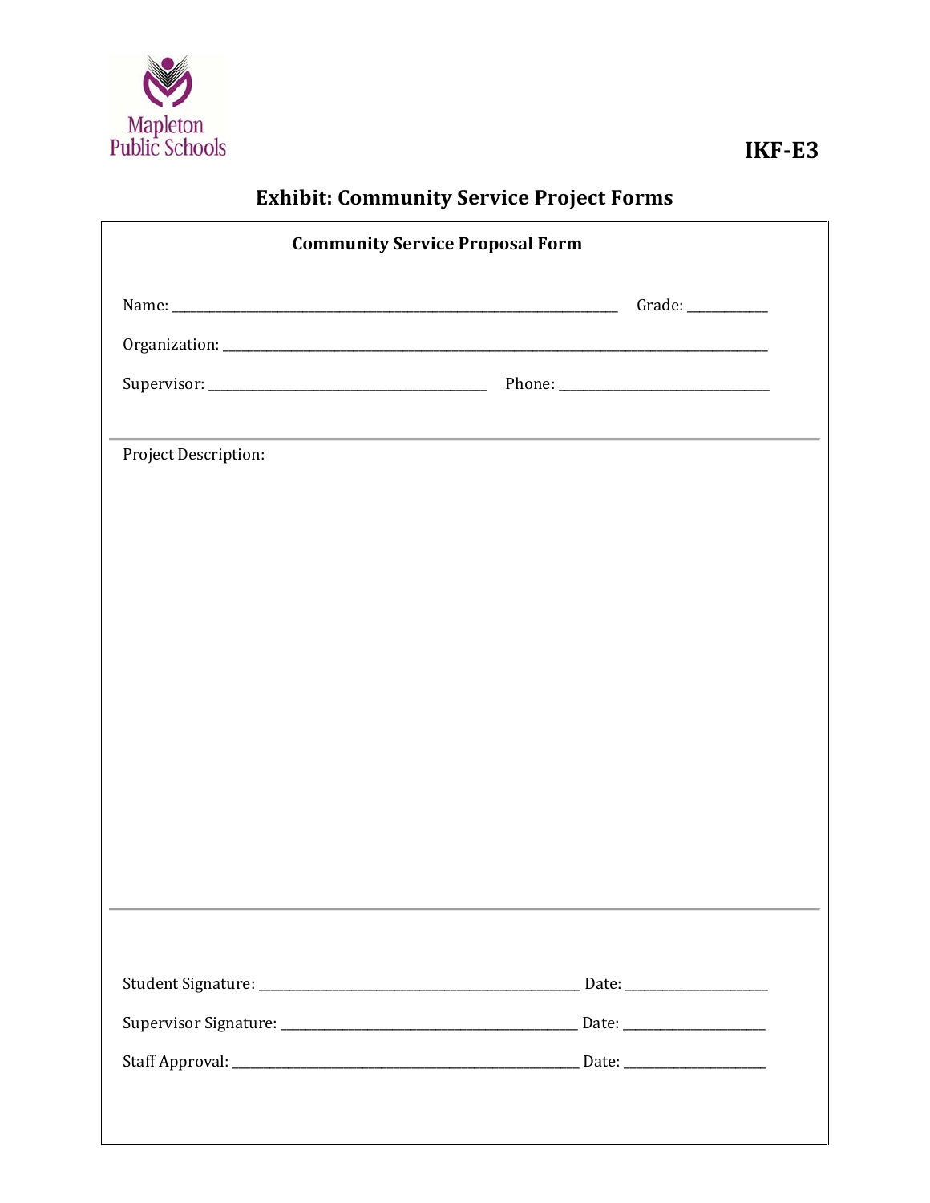Mapleton Public Schools

**IKF-E3**

# Exhibit: Community Service Project Forms

## Community Service Proposal Form

Name: ______________________________________________ Grade: __________

Organization: ____________________________________________________________

Supervisor: ______________________________ Phone: ___________________________

Project Description:

Student Signature: ______________________________________ Date: _______________

Supervisor Signature: ____________________________________ Date: _______________

Staff Approval: _________________________________________ Date: _______________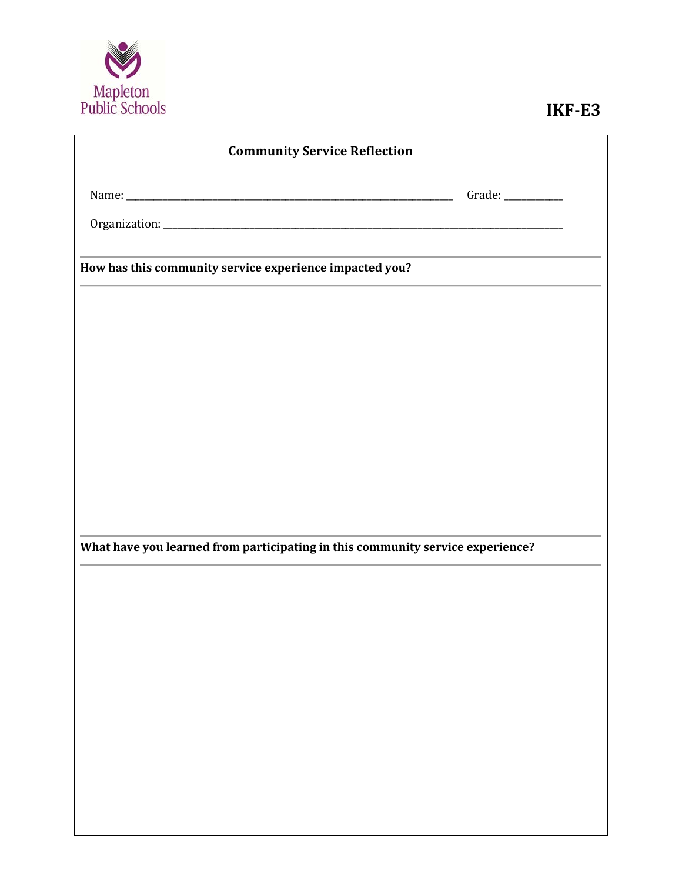Mapleton Public Schools

**IKF-E3**

## Community Service Reflection

Name: ______________________________ Grade: __________

Organization: ______________________________

**How has this community service experience impacted you?**

**What have you learned from participating in this community service experience?**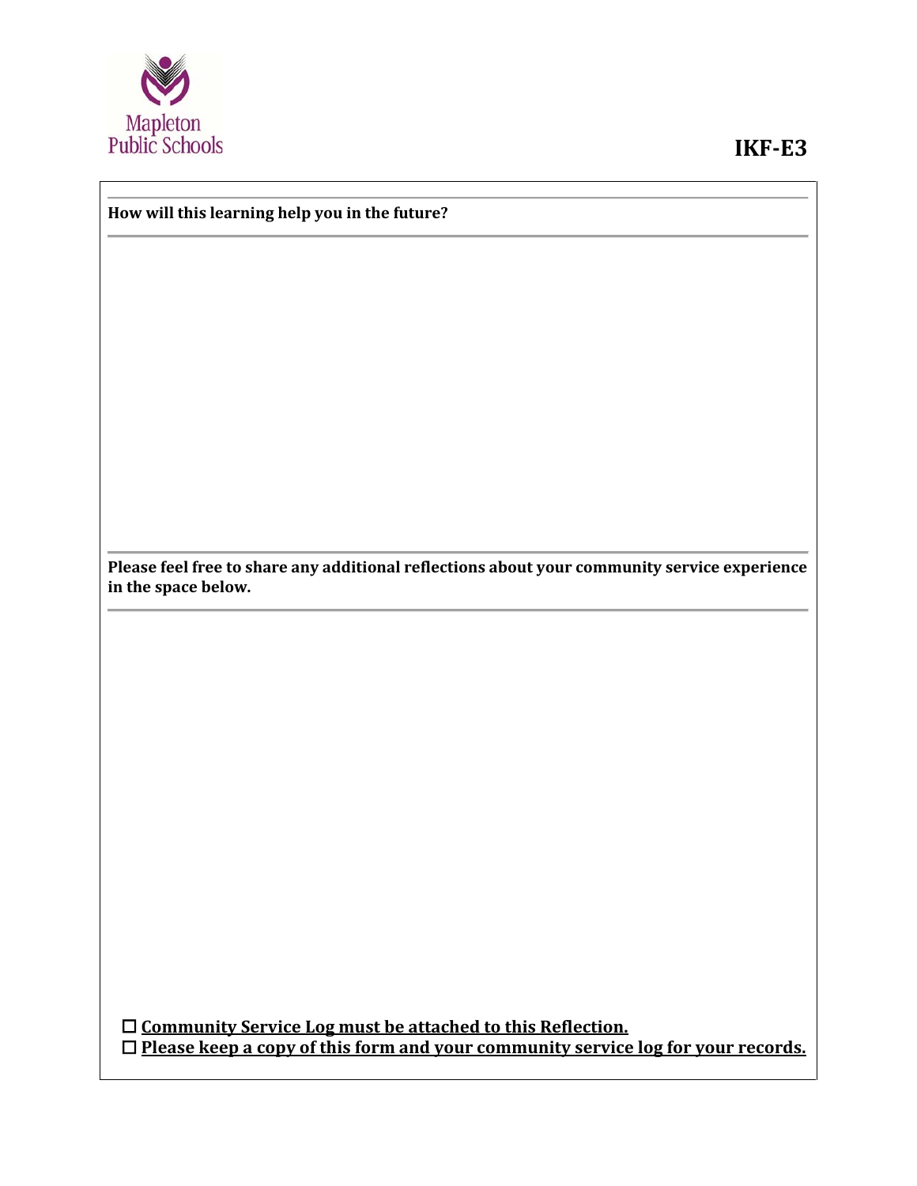**How will this learning help you in the future?**

**Please feel free to share any additional reflections about your community service experience in the space below.**

☐ **Community Service Log must be attached to this Reflection.**

☐ **Please keep a copy of this form and your community service log for your records.**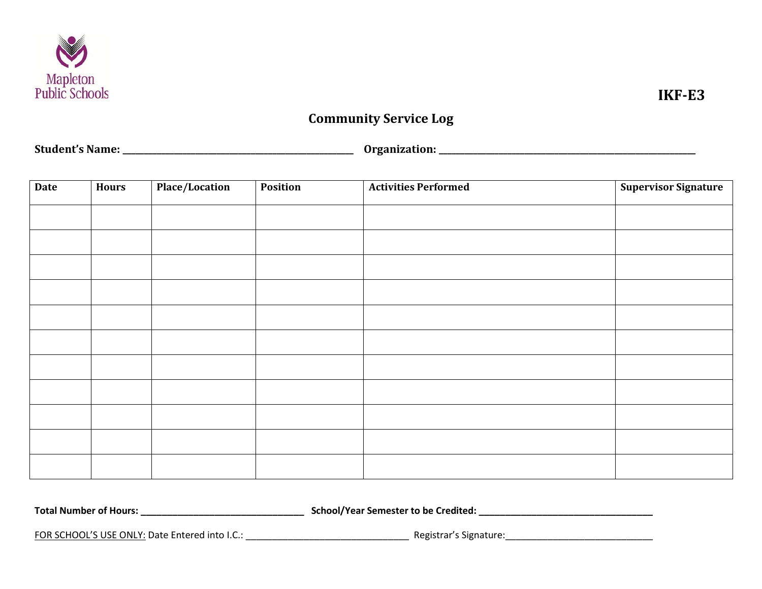Mapleton Public Schools

**IKF-E3**

## Community Service Log

**Student's Name:** ______________________________________ **Organization:** ______________________________________________

| Date | Hours | Place/Location | Position | Activities Performed | Supervisor Signature |
|---|---|---|---|---|---|
| | | | | | |
| | | | | | |
| | | | | | |
| | | | | | |
| | | | | | |
| | | | | | |
| | | | | | |
| | | | | | |
| | | | | | |
| | | | | | |
| | | | | | |

**Total Number of Hours:** _________________________________ **School/Year Semester to be Credited:** ___________________________________

FOR SCHOOL'S USE ONLY: Date Entered into I.C.: ________________________________ Registrar's Signature:_____________________________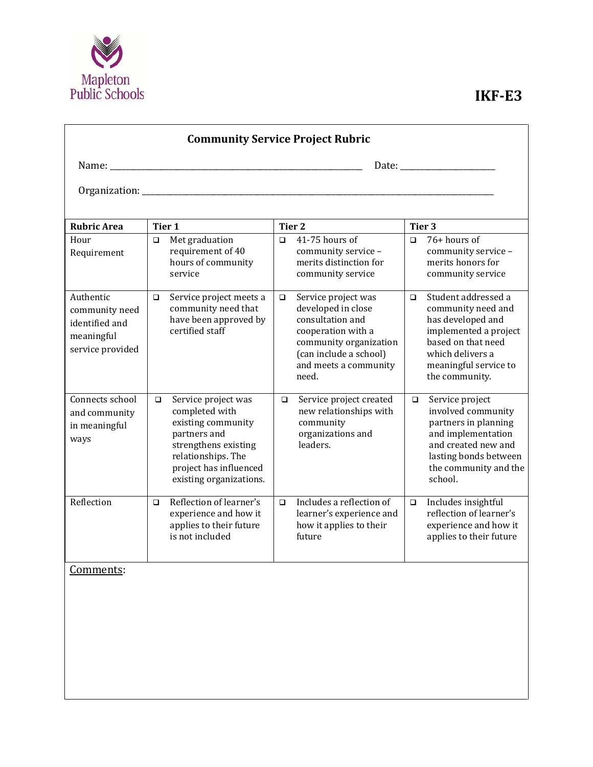Mapleton Public Schools

**IKF-E3**

## Community Service Project Rubric

Name: ______________________________ Date: ______________

Organization: ________________________________________________

| Rubric Area | Tier 1 | Tier 2 | Tier 3 |
|---|---|---|---|
| Hour Requirement | ❑ Met graduation requirement of 40 hours of community service | ❑ 41-75 hours of community service – merits distinction for community service | ❑ 76+ hours of community service – merits honors for community service |
| Authentic community need identified and meaningful service provided | ❑ Service project meets a community need that have been approved by certified staff | ❑ Service project was developed in close consultation and cooperation with a community organization (can include a school) and meets a community need. | ❑ Student addressed a community need and has developed and implemented a project based on that need which delivers a meaningful service to the community. |
| Connects school and community in meaningful ways | ❑ Service project was completed with existing community partners and strengthens existing relationships. The project has influenced existing organizations. | ❑ Service project created new relationships with community organizations and leaders. | ❑ Service project involved community partners in planning and implementation and created new and lasting bonds between the community and the school. |
| Reflection | ❑ Reflection of learner's experience and how it applies to their future is not included | ❑ Includes a reflection of learner's experience and how it applies to their future | ❑ Includes insightful reflection of learner's experience and how it applies to their future |

Comments: